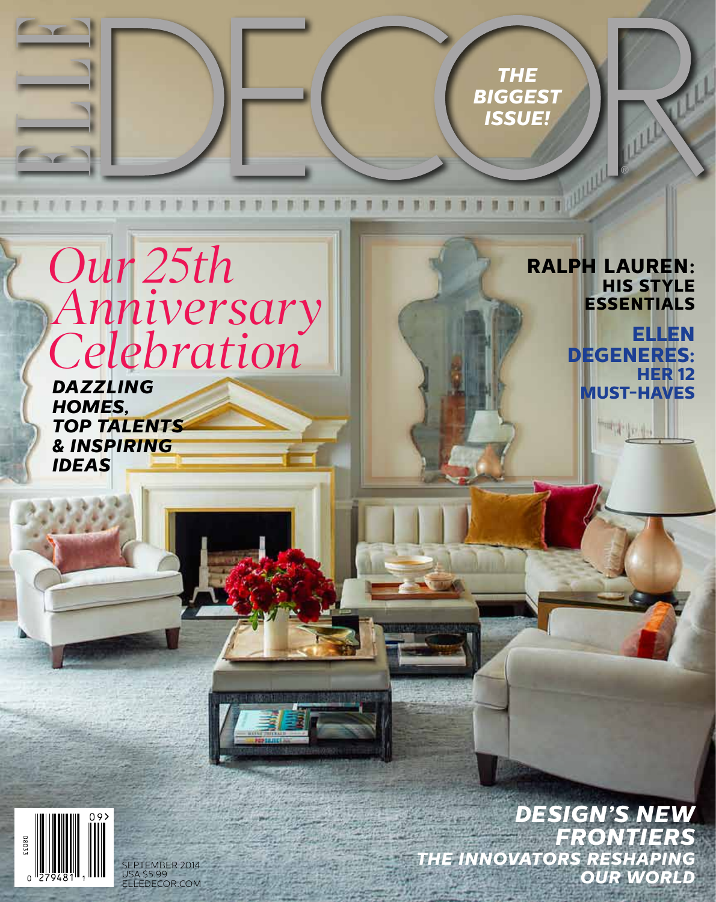# ELLE DECOR

**THE BIGGEST ISSUE!**

## *Our 25th Anniversary Celebration*

***DAZZLING HOMES, TOP TALENTS & INSPIRING IDEAS***

**RALPH LAUREN: HIS STYLE ESSENTIALS**

**ELLEN DEGENERES: HER 12 MUST-HAVES**

***DESIGN'S NEW FRONTIERS***

***THE INNOVATORS RESHAPING OUR WORLD***

SEPTEMBER 2014
USA $5.99
ELLEDECOR.COM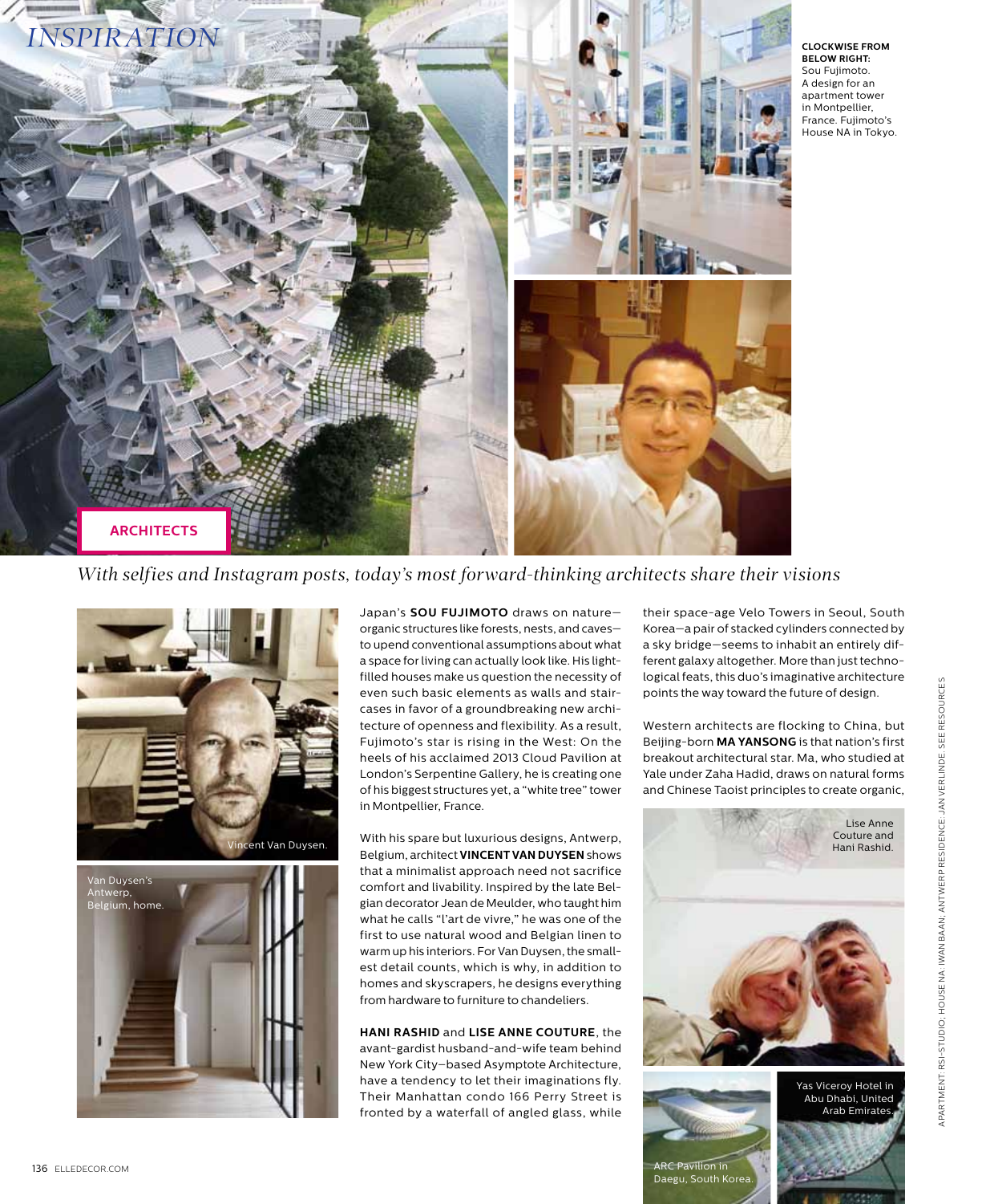# INSPIRATION

**ARCHITECTS**

**CLOCKWISE FROM BELOW RIGHT:** Sou Fujimoto. A design for an apartment tower in Montpellier, France. Fujimoto's House NA in Tokyo.

*With selfies and Instagram posts, today's most forward-thinking architects share their visions*

Vincent Van Duysen.

Van Duysen's Antwerp, Belgium, home.

Japan's **SOU FUJIMOTO** draws on nature—organic structures like forests, nests, and caves—to upend conventional assumptions about what a space for living can actually look like. His light-filled houses make us question the necessity of even such basic elements as walls and staircases in favor of a groundbreaking new architecture of openness and flexibility. As a result, Fujimoto's star is rising in the West: On the heels of his acclaimed 2013 Cloud Pavilion at London's Serpentine Gallery, he is creating one of his biggest structures yet, a "white tree" tower in Montpellier, France.

With his spare but luxurious designs, Antwerp, Belgium, architect **VINCENT VAN DUYSEN** shows that a minimalist approach need not sacrifice comfort and livability. Inspired by the late Belgian decorator Jean de Meulder, who taught him what he calls "l'art de vivre," he was one of the first to use natural wood and Belgian linen to warm up his interiors. For Van Duysen, the smallest detail counts, which is why, in addition to homes and skyscrapers, he designs everything from hardware to furniture to chandeliers.

**HANI RASHID** and **LISE ANNE COUTURE**, the avant-gardist husband-and-wife team behind New York City–based Asymptote Architecture, have a tendency to let their imaginations fly. Their Manhattan condo 166 Perry Street is fronted by a waterfall of angled glass, while their space-age Velo Towers in Seoul, South Korea—a pair of stacked cylinders connected by a sky bridge—seems to inhabit an entirely different galaxy altogether. More than just technological feats, this duo's imaginative architecture points the way toward the future of design.

Western architects are flocking to China, but Beijing-born **MA YANSONG** is that nation's first breakout architectural star. Ma, who studied at Yale under Zaha Hadid, draws on natural forms and Chinese Taoist principles to create organic,

Lise Anne Couture and Hani Rashid.

ARC Pavilion in Daegu, South Korea.

Yas Viceroy Hotel in Abu Dhabi, United Arab Emirates.

APARTMENT: RSI-STUDIO; HOUSE NA: IWAN BAAN; ANTWERP RESIDENCE: JAN VERLINDE. SEE RESOURCES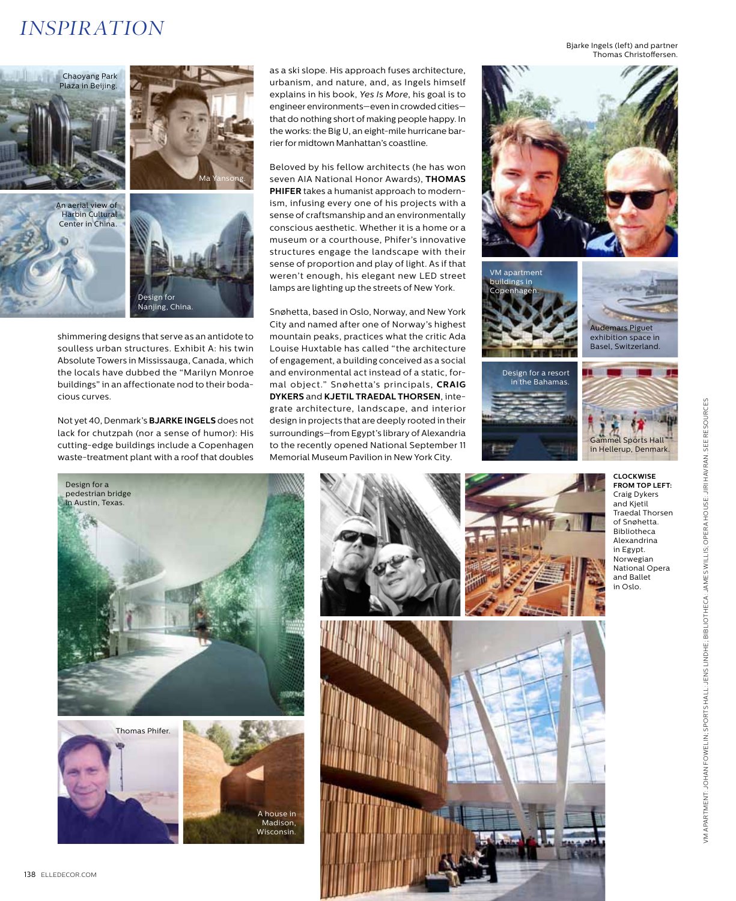# INSPIRATION

Chaoyang Park Plaza in Beijing.

Ma Yansong.

An aerial view of Harbin Cultural Center in China.

Design for Nanjing, China.

shimmering designs that serve as an antidote to soulless urban structures. Exhibit A: his twin Absolute Towers in Mississauga, Canada, which the locals have dubbed the "Marilyn Monroe buildings" in an affectionate nod to their bodacious curves.

Not yet 40, Denmark's **BJARKE INGELS** does not lack for chutzpah (nor a sense of humor): His cutting-edge buildings include a Copenhagen waste-treatment plant with a roof that doubles as a ski slope. His approach fuses architecture, urbanism, and nature, and, as Ingels himself explains in his book, *Yes Is More*, his goal is to engineer environments—even in crowded cities—that do nothing short of making people happy. In the works: the Big U, an eight-mile hurricane barrier for midtown Manhattan's coastline.

Beloved by his fellow architects (he has won seven AIA National Honor Awards), **THOMAS PHIFER** takes a humanist approach to modernism, infusing every one of his projects with a sense of craftsmanship and an environmentally conscious aesthetic. Whether it is a home or a museum or a courthouse, Phifer's innovative structures engage the landscape with their sense of proportion and play of light. As if that weren't enough, his elegant new LED street lamps are lighting up the streets of New York.

Snøhetta, based in Oslo, Norway, and New York City and named after one of Norway's highest mountain peaks, practices what the critic Ada Louise Huxtable has called "the architecture of engagement, a building conceived as a social and environmental act instead of a static, formal object." Snøhetta's principals, **CRAIG DYKERS** and **KJETIL TRAEDAL THORSEN**, integrate architecture, landscape, and interior design in projects that are deeply rooted in their surroundings—from Egypt's library of Alexandria to the recently opened National September 11 Memorial Museum Pavilion in New York City.

Bjarke Ingels (left) and partner Thomas Christoffersen.

VM apartment buildings in Copenhagen.

Audemars Piguet exhibition space in Basel, Switzerland.

Design for a resort in the Bahamas.

Gammel Sports Hall in Hellerup, Denmark.

Design for a pedestrian bridge in Austin, Texas.

Thomas Phifer.

A house in Madison, Wisconsin.

**CLOCKWISE FROM TOP LEFT:** Craig Dykers and Kjetil Traedal Thorsen of Snøhetta. Bibliotheca Alexandrina in Egypt. Norwegian National Opera and Ballet in Oslo.

VM APARTMENT: JOHAN FOWELIN; SPORTS HALL: JENS LINDHE; BIBLIOTHECA: JAMES WILLIS; OPERA HOUSE: JIRI HAVRAN. SEE RESOURCES